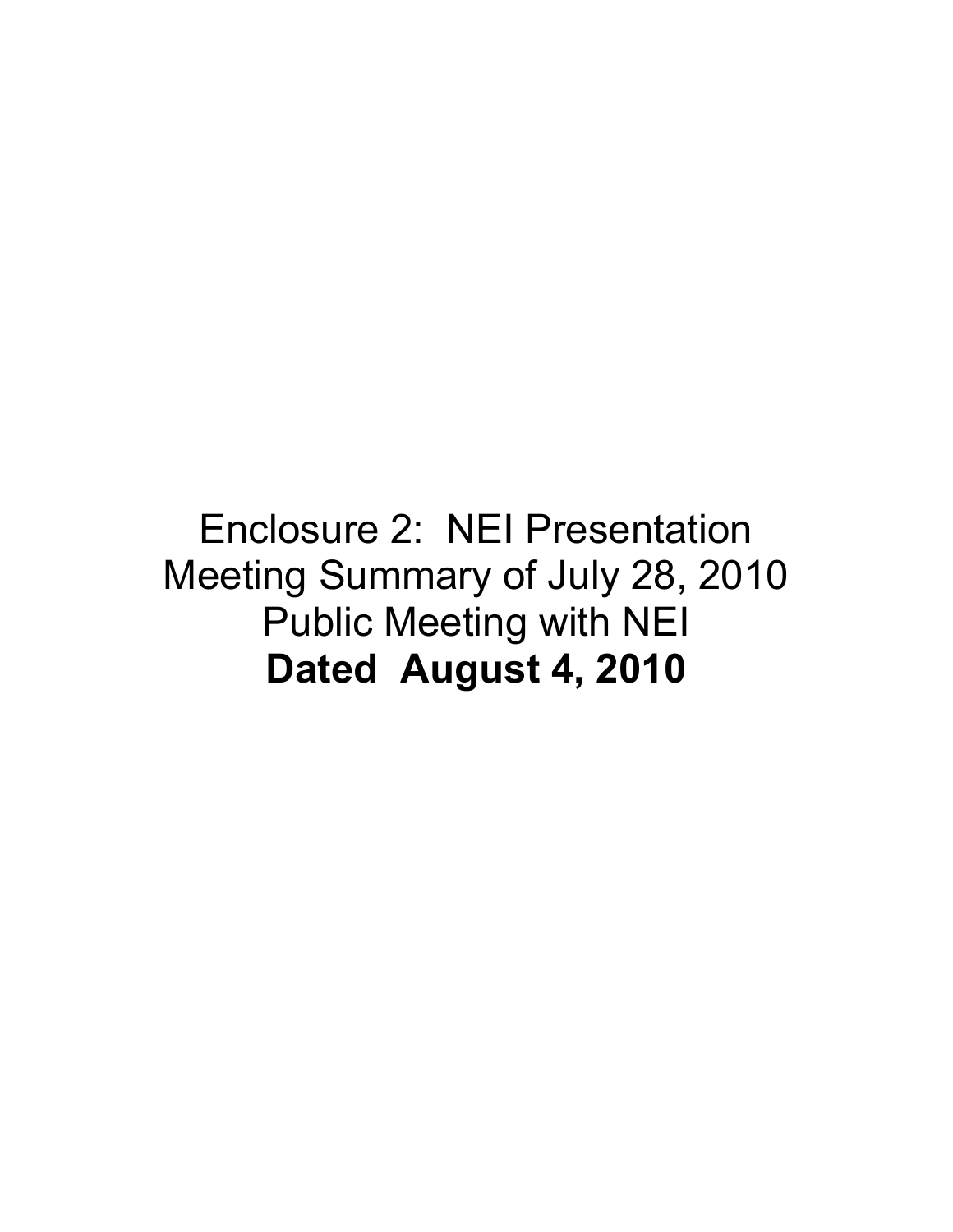Enclosure 2: NEI Presentation
Meeting Summary of July 28, 2010
Public Meeting with NEI
**Dated August 4, 2010**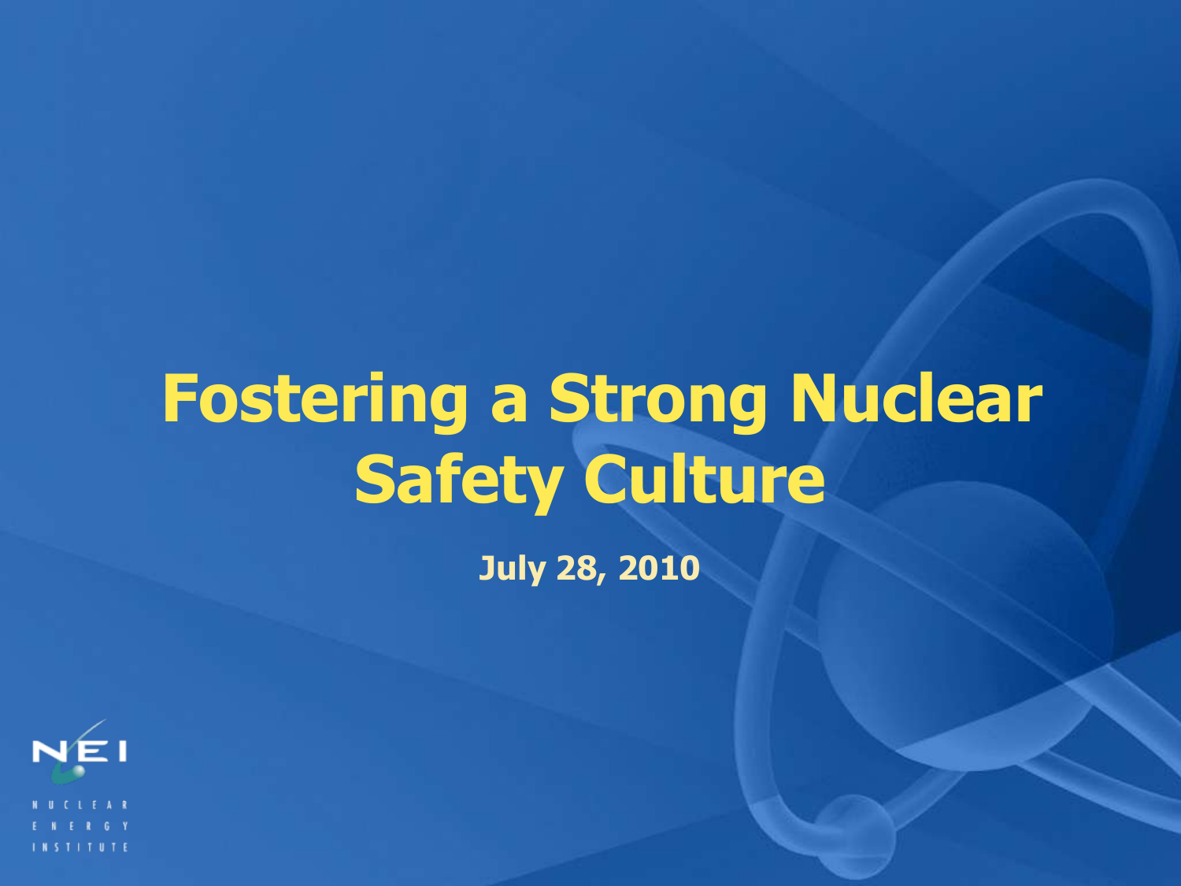# Fostering a Strong Nuclear Safety Culture

**July 28, 2010**

NEI

NUCLEAR ENERGY INSTITUTE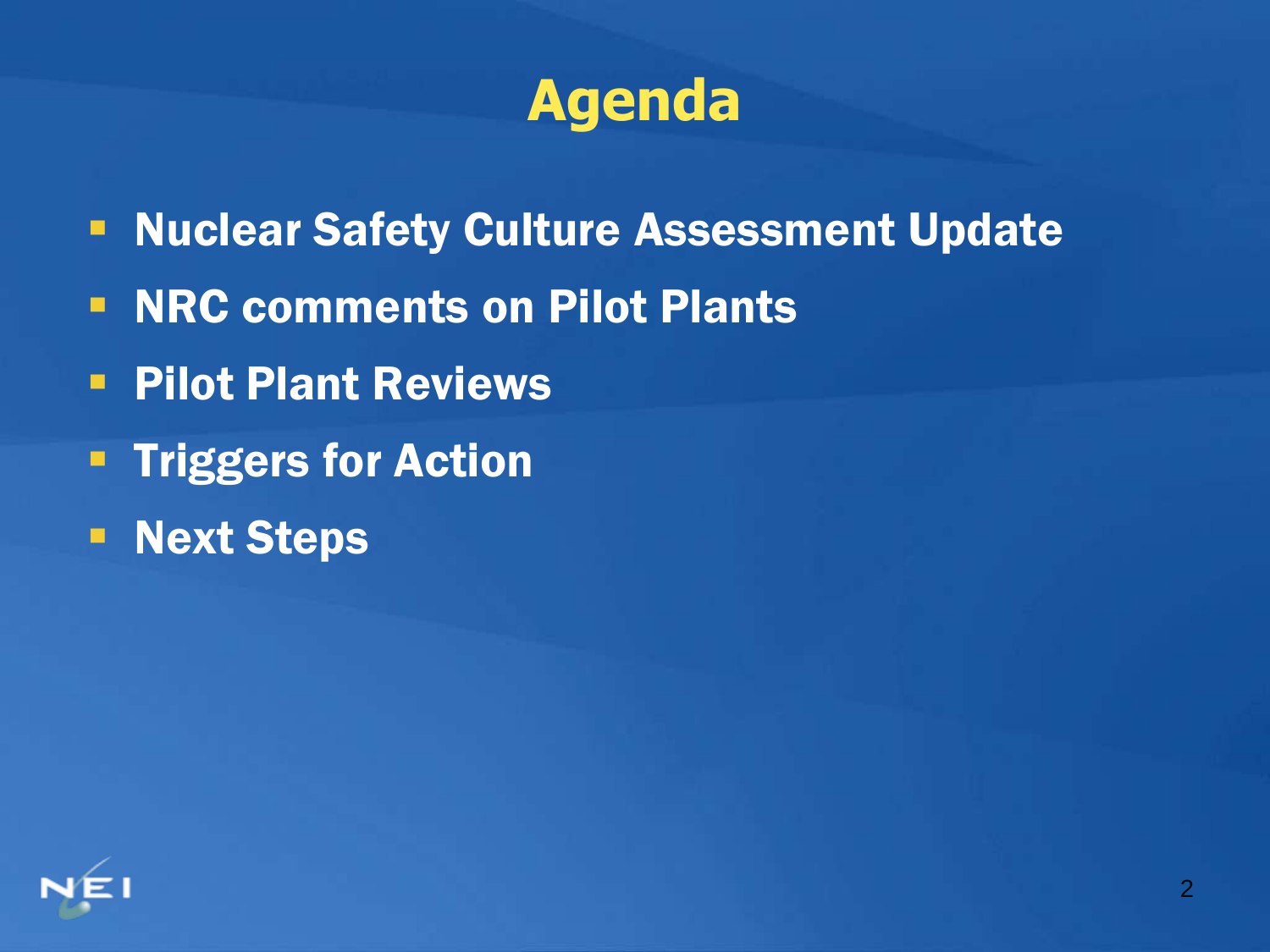# Agenda

- Nuclear Safety Culture Assessment Update
- NRC comments on Pilot Plants
- Pilot Plant Reviews
- Triggers for Action
- Next Steps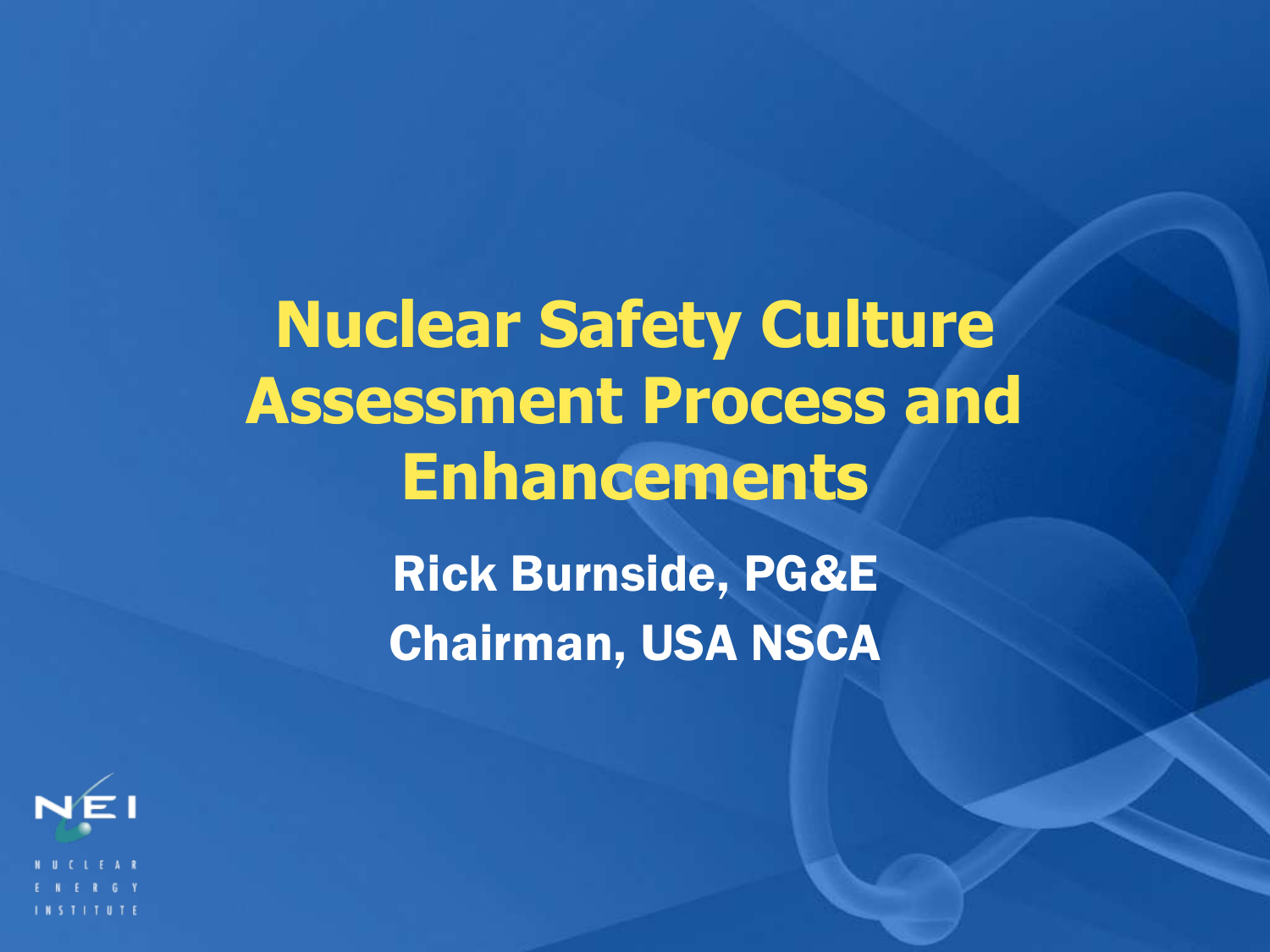# Nuclear Safety Culture Assessment Process and Enhancements

**Rick Burnside, PG&E**

**Chairman, USA NSCA**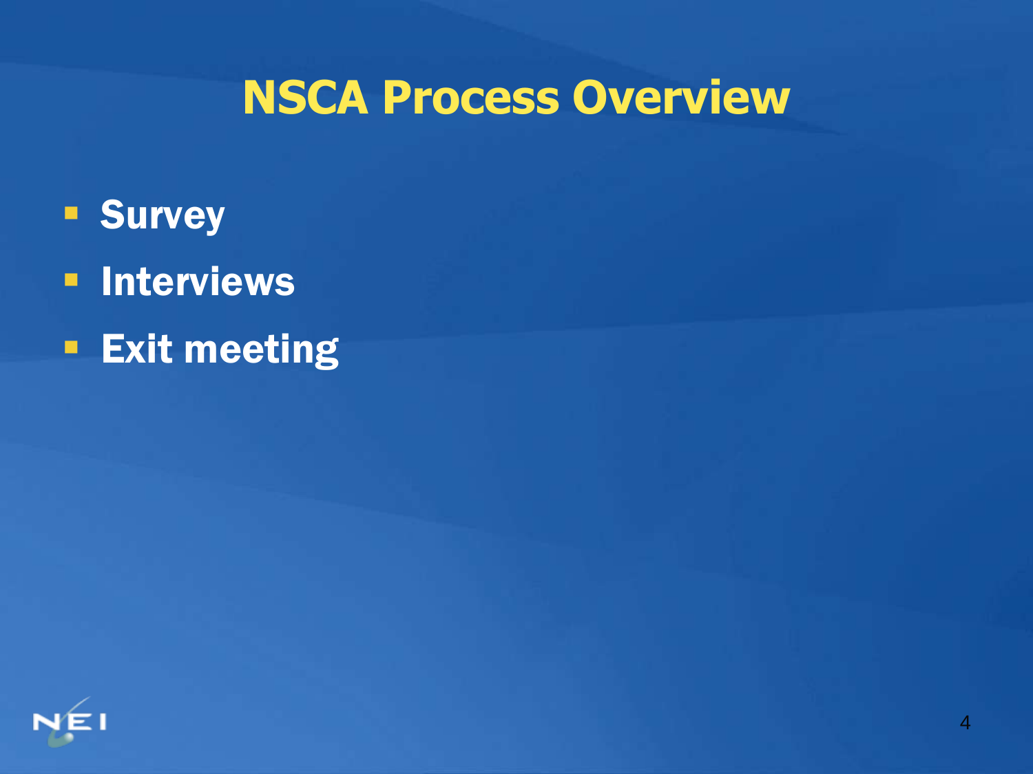# NSCA Process Overview

- Survey
- Interviews
- Exit meeting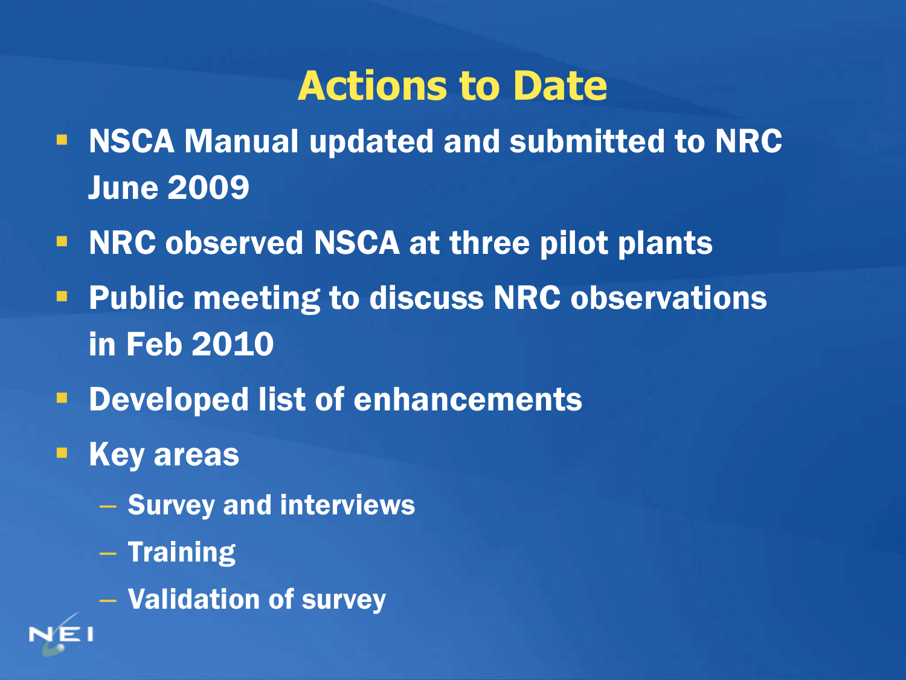# Actions to Date

- NSCA Manual updated and submitted to NRC June 2009
- NRC observed NSCA at three pilot plants
- Public meeting to discuss NRC observations in Feb 2010
- Developed list of enhancements
- Key areas
  - Survey and interviews
  - Training
  - Validation of survey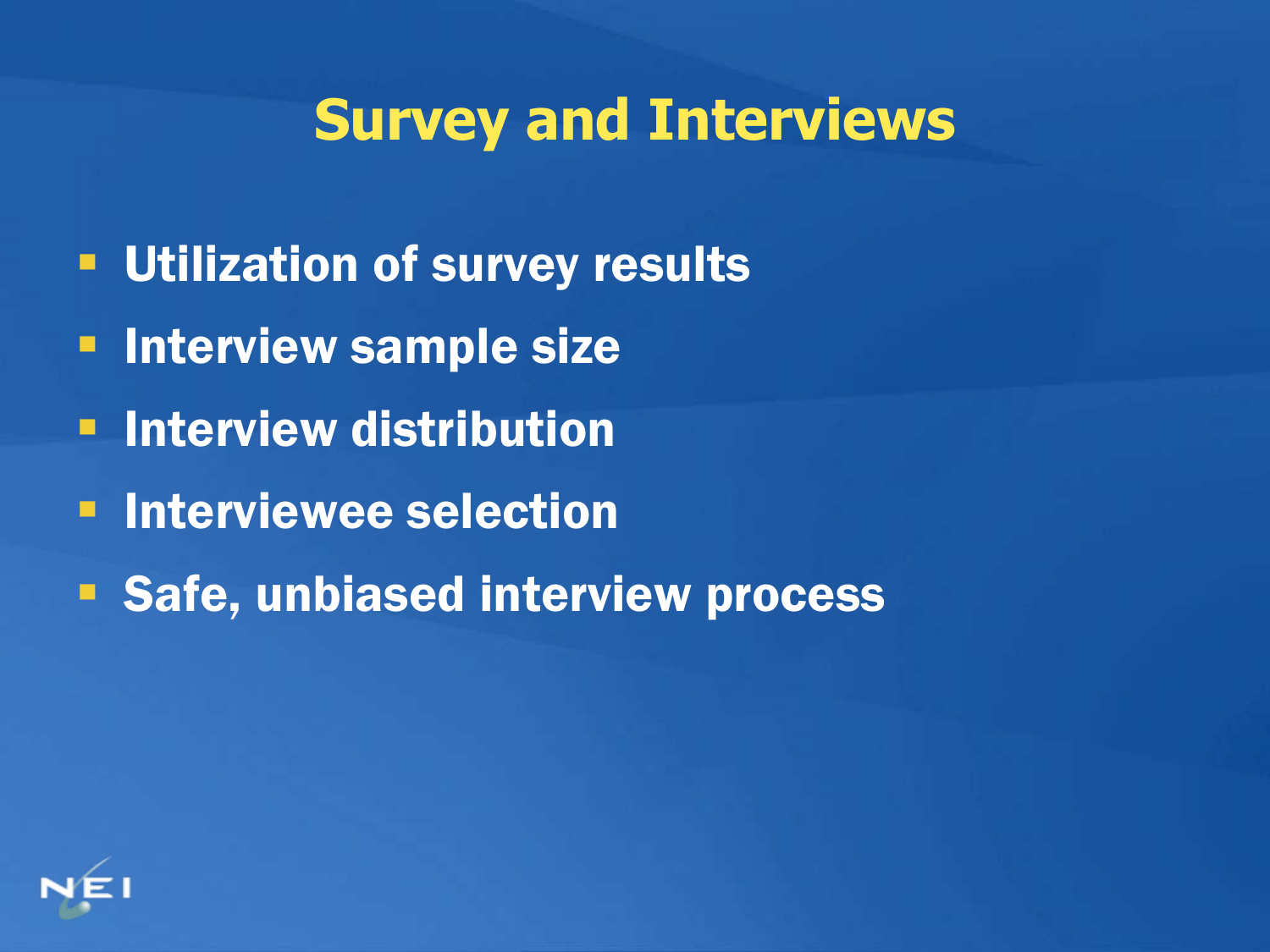# Survey and Interviews

- Utilization of survey results
- Interview sample size
- Interview distribution
- Interviewee selection
- Safe, unbiased interview process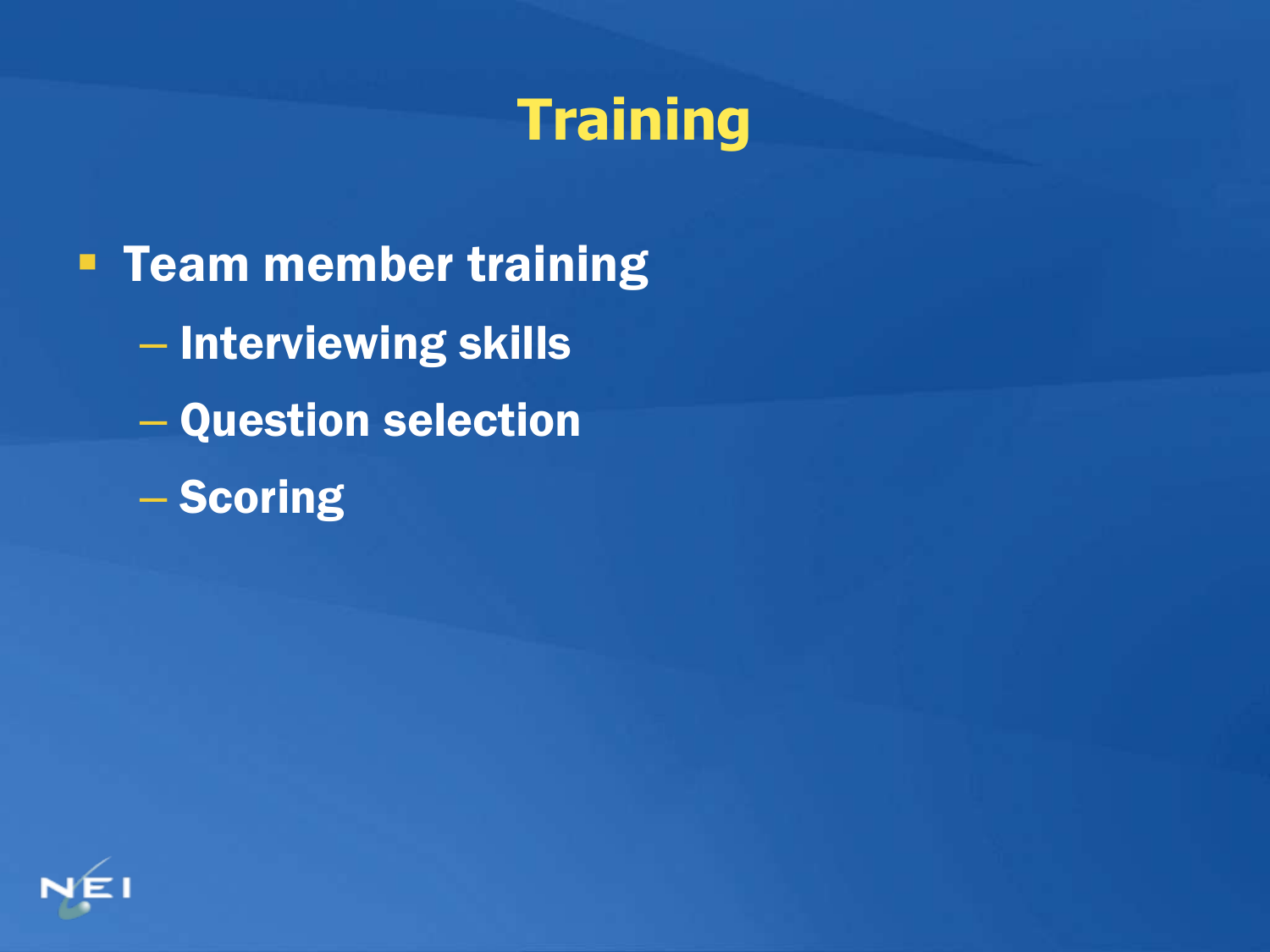# Training

- Team member training
  - Interviewing skills
  - Question selection
  - Scoring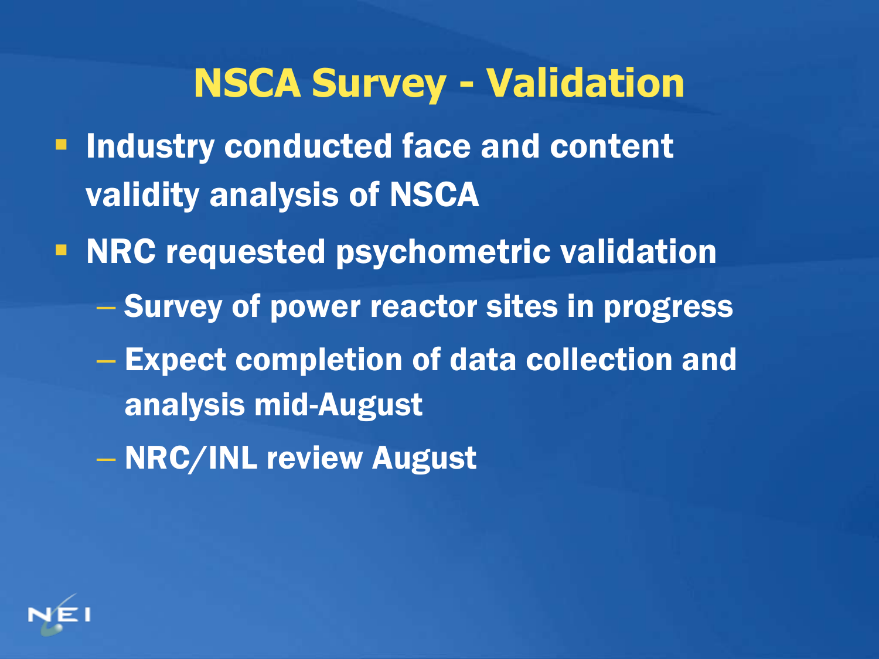# NSCA Survey - Validation

- Industry conducted face and content validity analysis of NSCA
- NRC requested psychometric validation
  - Survey of power reactor sites in progress
  - Expect completion of data collection and analysis mid-August
  - NRC/INL review August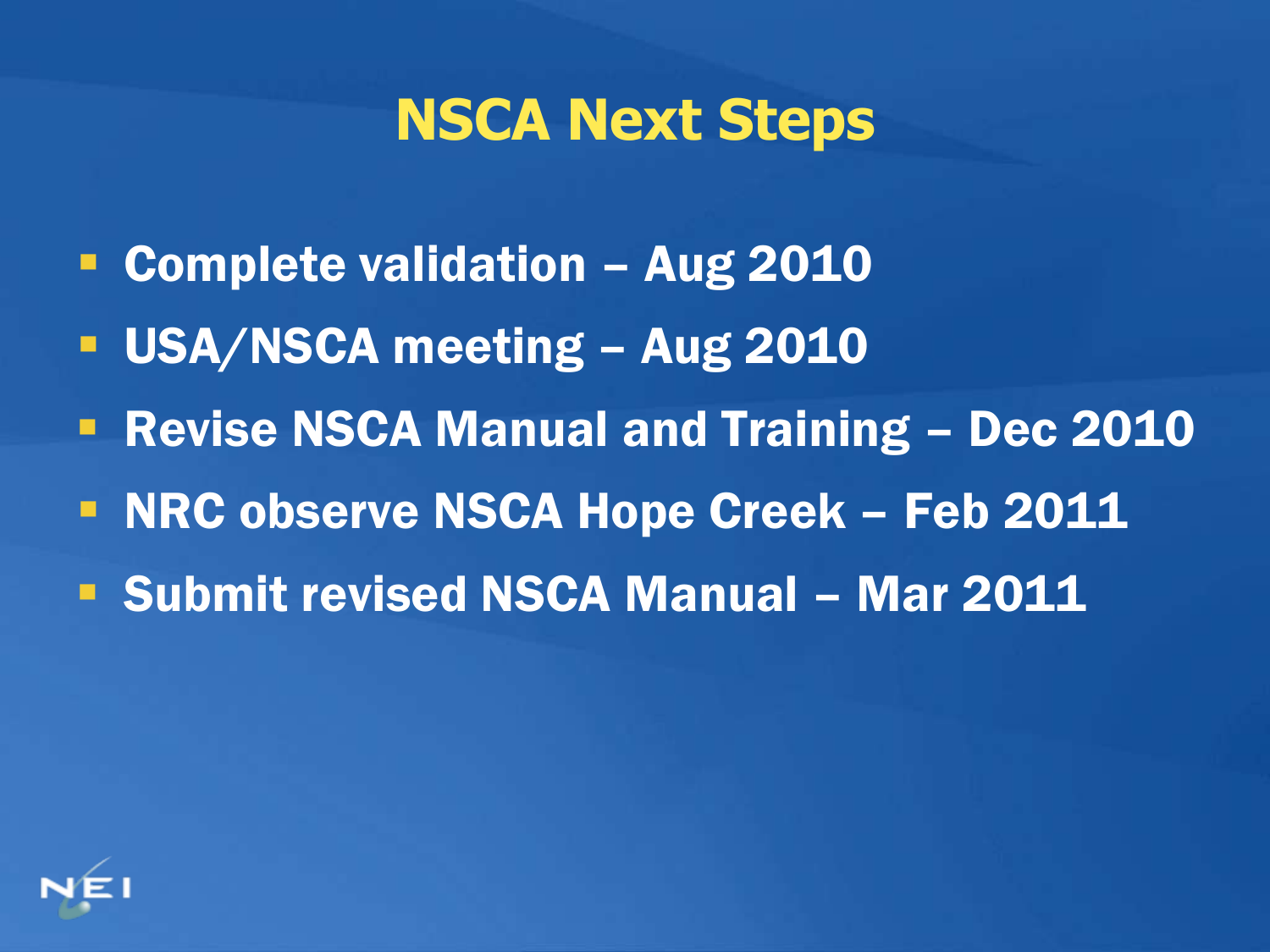# NSCA Next Steps

- Complete validation – Aug 2010
- USA/NSCA meeting – Aug 2010
- Revise NSCA Manual and Training – Dec 2010
- NRC observe NSCA Hope Creek – Feb 2011
- Submit revised NSCA Manual – Mar 2011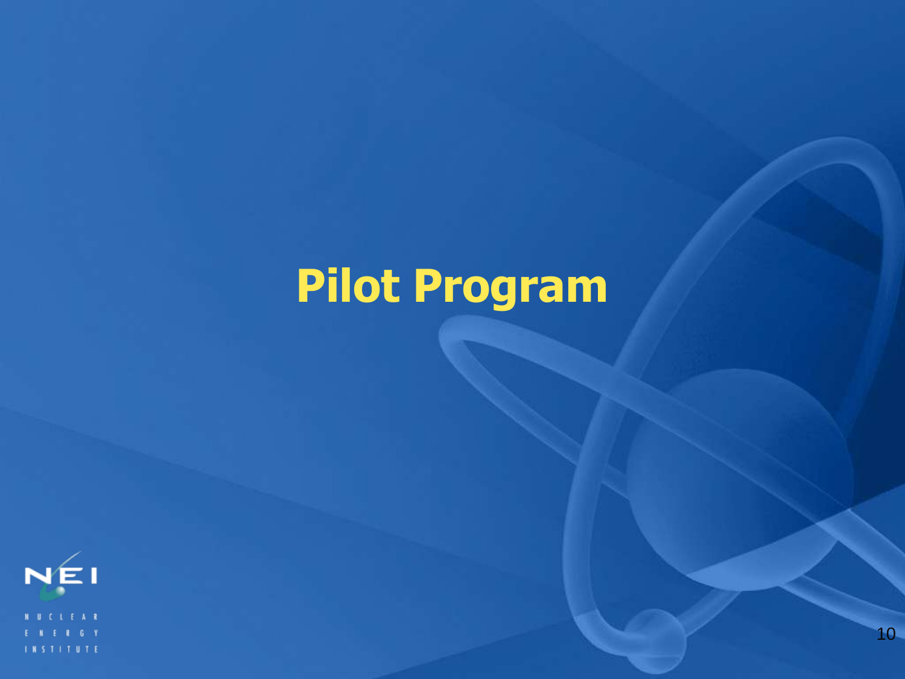# Pilot Program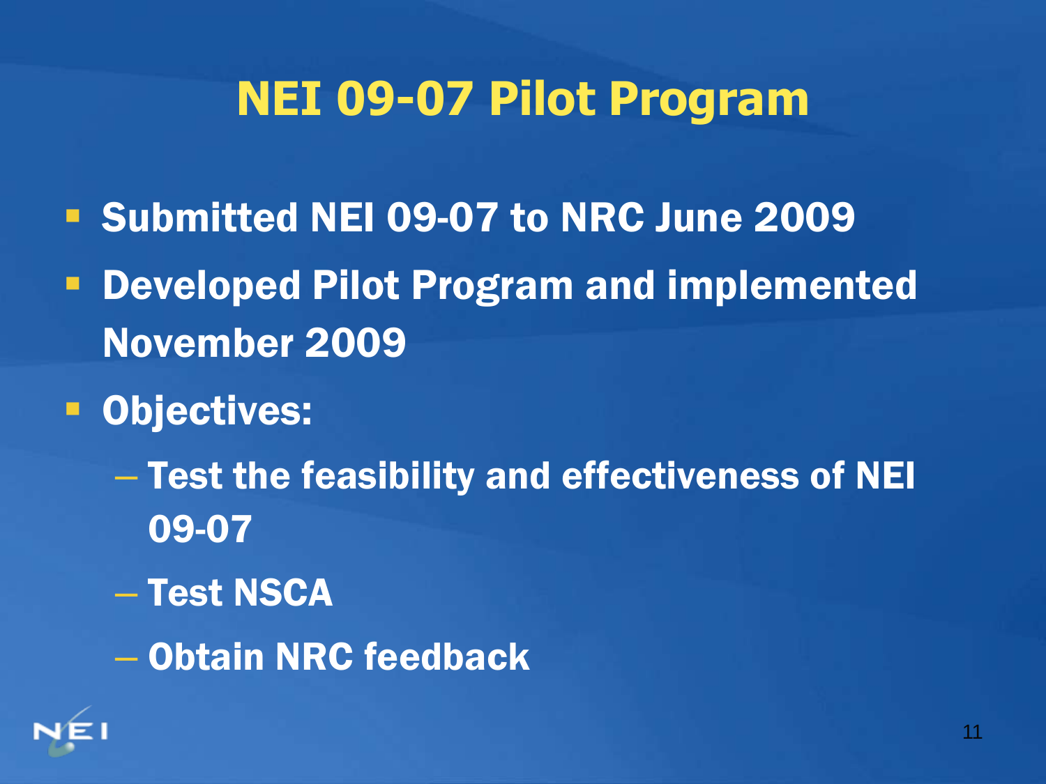# NEI 09-07 Pilot Program

- Submitted NEI 09-07 to NRC June 2009
- Developed Pilot Program and implemented November 2009
- Objectives:
  - Test the feasibility and effectiveness of NEI 09-07
  - Test NSCA
  - Obtain NRC feedback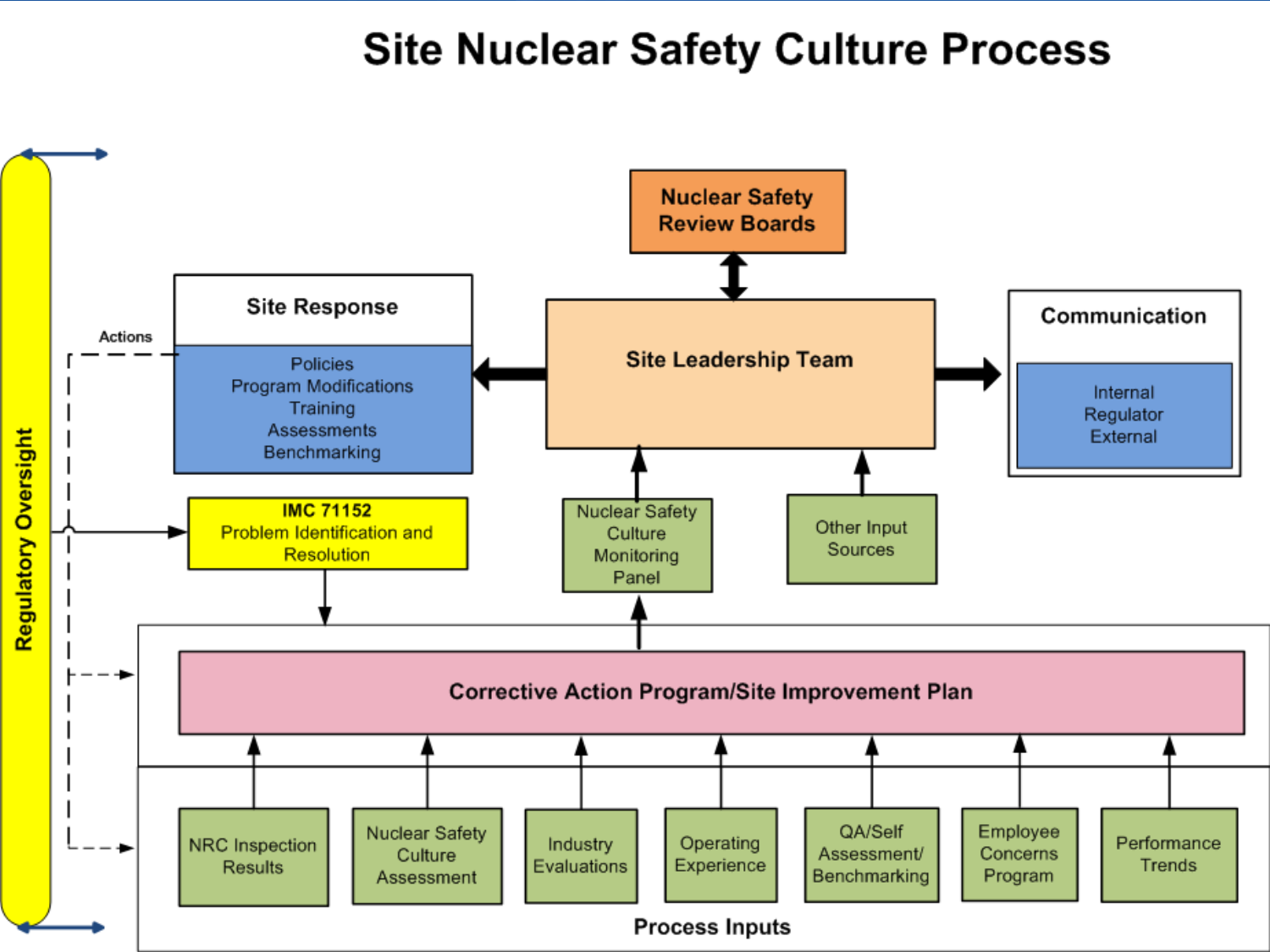# Site Nuclear Safety Culture Process

**Regulatory Oversight**

**Nuclear Safety Review Boards**

**Site Response**

- Policies
- Program Modifications
- Training
- Assessments
- Benchmarking

Actions

**Site Leadership Team**

**Communication**

- Internal
- Regulator
- External

**IMC 71152**
Problem Identification and Resolution

Nuclear Safety Culture Monitoring Panel

Other Input Sources

**Corrective Action Program/Site Improvement Plan**

**Process Inputs**

- NRC Inspection Results
- Nuclear Safety Culture Assessment
- Industry Evaluations
- Operating Experience
- QA/Self Assessment/ Benchmarking
- Employee Concerns Program
- Performance Trends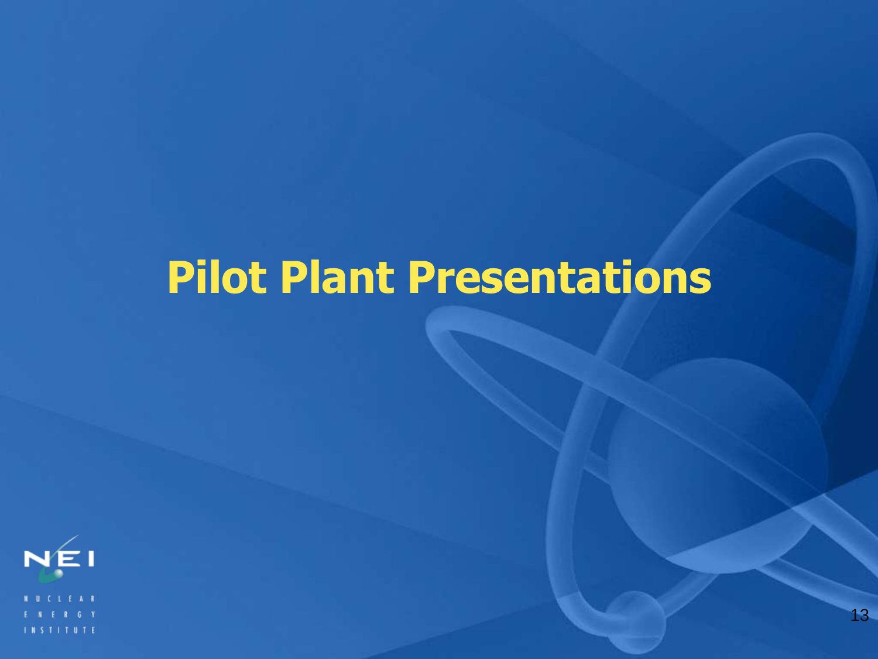# Pilot Plant Presentations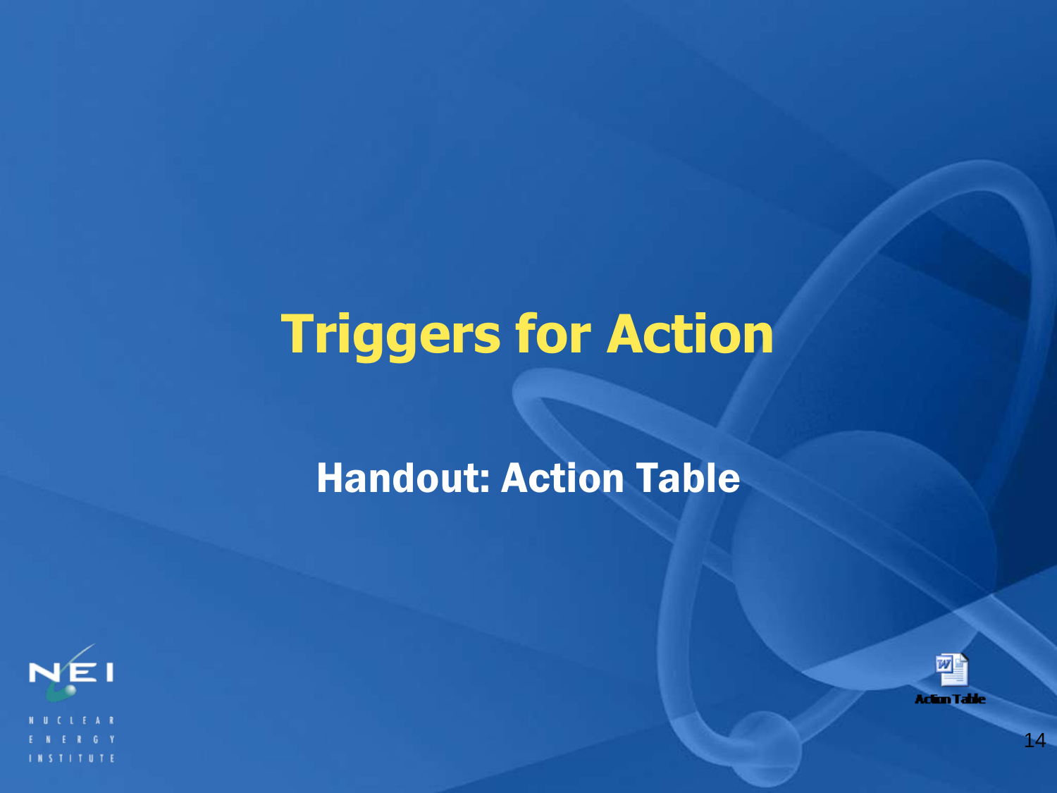# Triggers for Action

## Handout: Action Table

Action Table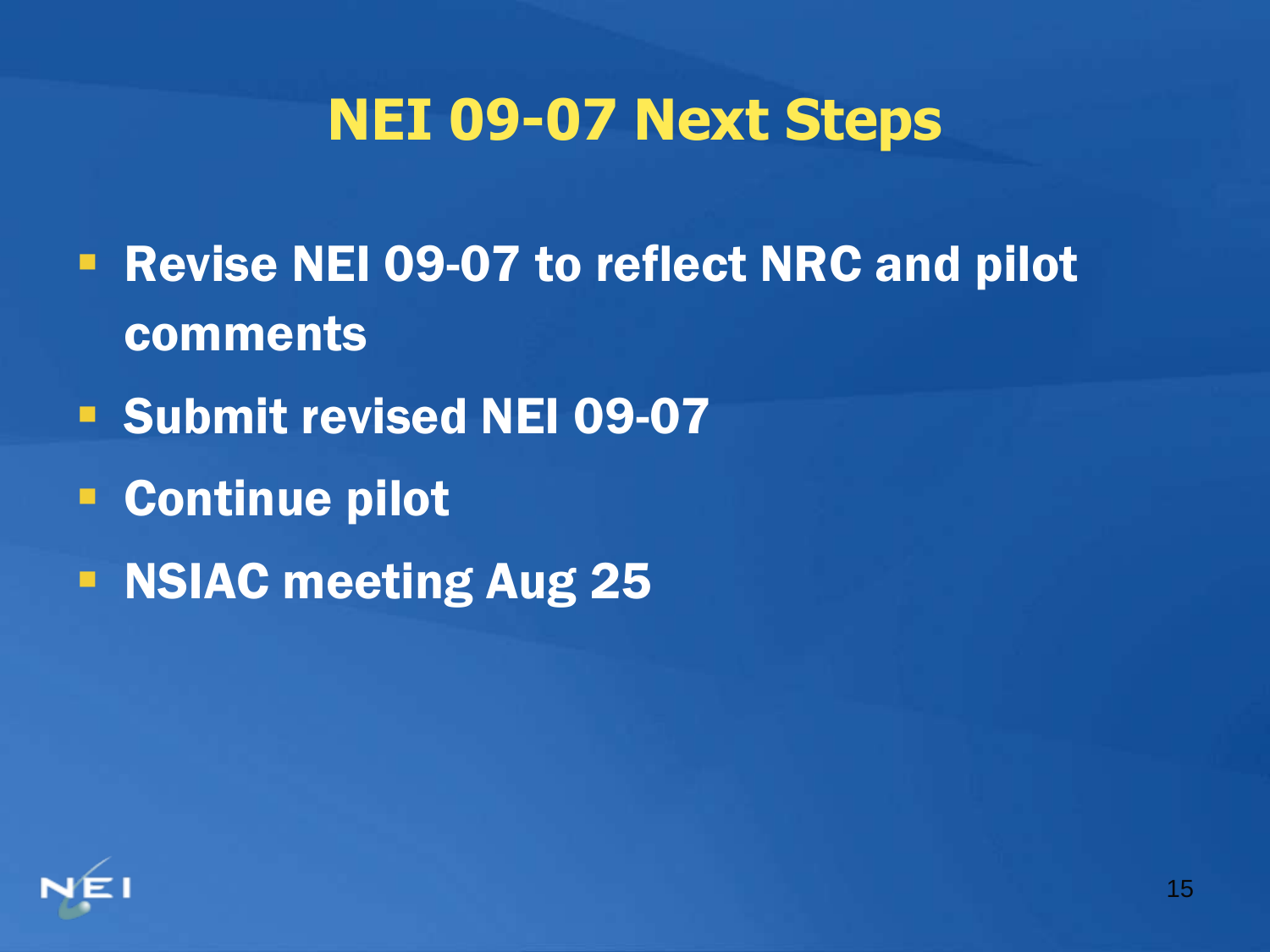# NEI 09-07 Next Steps

- Revise NEI 09-07 to reflect NRC and pilot comments
- Submit revised NEI 09-07
- Continue pilot
- NSIAC meeting Aug 25